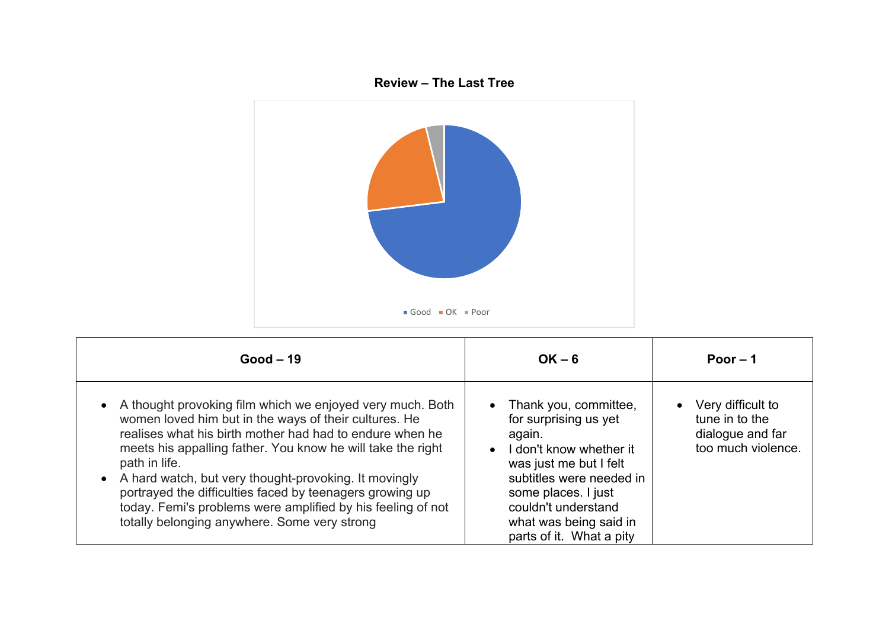**Review – The Last Tree**

Good  OK  Poor

| Good – 19 | OK – 6 | Poor – 1 |
|---|---|---|
| • A thought provoking film which we enjoyed very much. Both women loved him but in the ways of their cultures. He realises what his birth mother had had to endure when he meets his appalling father. You know he will take the right path in life.<br>• A hard watch, but very thought-provoking. It movingly portrayed the difficulties faced by teenagers growing up today. Femi's problems were amplified by his feeling of not totally belonging anywhere. Some very strong | • Thank you, committee, for surprising us yet again.<br>• I don't know whether it was just me but I felt subtitles were needed in some places. I just couldn't understand what was being said in parts of it.  What a pity | • Very difficult to tune in to the dialogue and far too much violence. |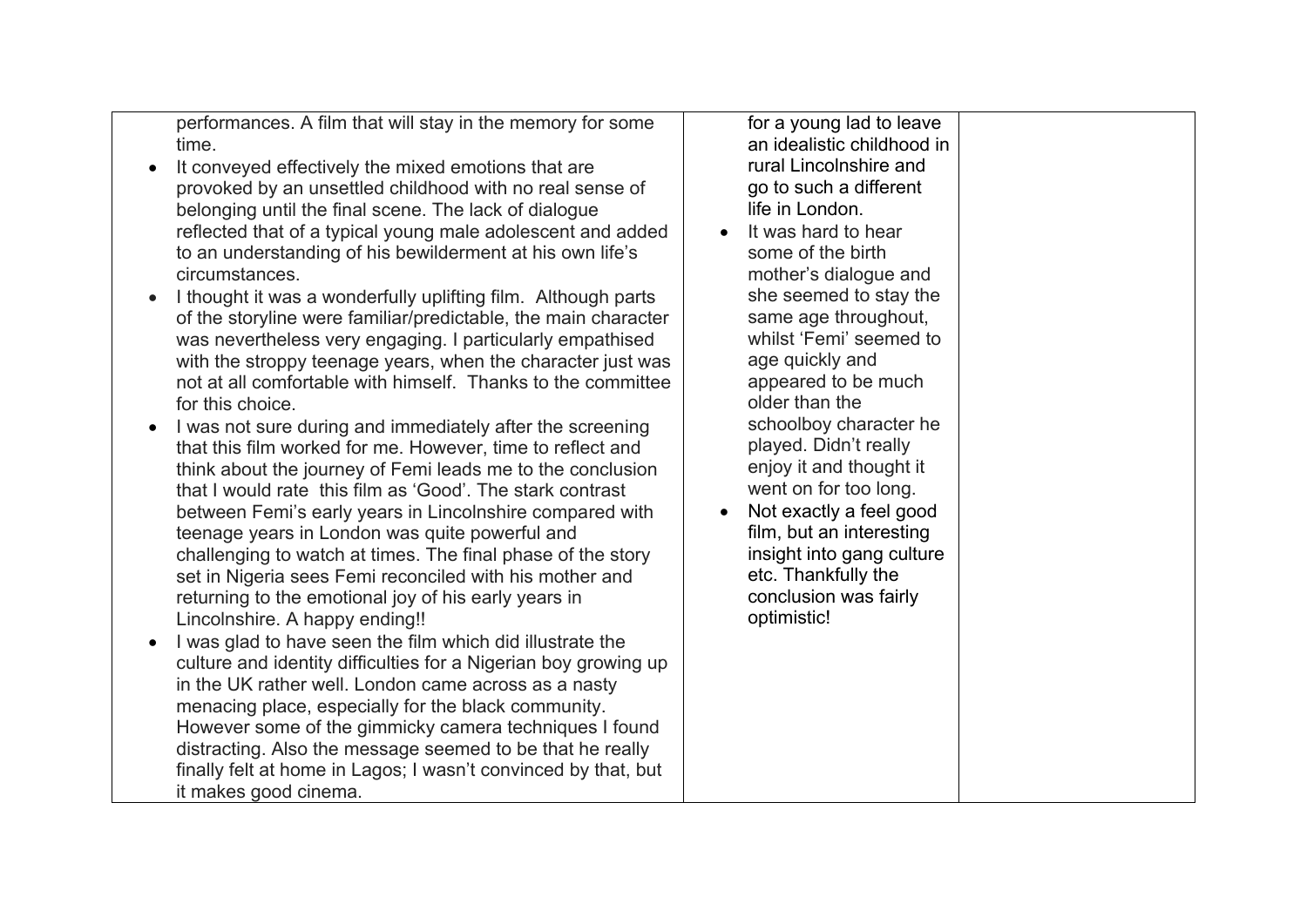| | | |
|---|---|---|
| performances. A film that will stay in the memory for some time.<br>• It conveyed effectively the mixed emotions that are provoked by an unsettled childhood with no real sense of belonging until the final scene. The lack of dialogue reflected that of a typical young male adolescent and added to an understanding of his bewilderment at his own life's circumstances.<br>• I thought it was a wonderfully uplifting film. Although parts of the storyline were familiar/predictable, the main character was nevertheless very engaging. I particularly empathised with the stroppy teenage years, when the character just was not at all comfortable with himself. Thanks to the committee for this choice.<br>• I was not sure during and immediately after the screening that this film worked for me. However, time to reflect and think about the journey of Femi leads me to the conclusion that I would rate this film as 'Good'. The stark contrast between Femi's early years in Lincolnshire compared with teenage years in London was quite powerful and challenging to watch at times. The final phase of the story set in Nigeria sees Femi reconciled with his mother and returning to the emotional joy of his early years in Lincolnshire. A happy ending!!<br>• I was glad to have seen the film which did illustrate the culture and identity difficulties for a Nigerian boy growing up in the UK rather well. London came across as a nasty menacing place, especially for the black community. However some of the gimmicky camera techniques I found distracting. Also the message seemed to be that he really finally felt at home in Lagos; I wasn't convinced by that, but it makes good cinema. | for a young lad to leave an idealistic childhood in rural Lincolnshire and go to such a different life in London.<br>• It was hard to hear some of the birth mother's dialogue and she seemed to stay the same age throughout, whilst 'Femi' seemed to age quickly and appeared to be much older than the schoolboy character he played. Didn't really enjoy it and thought it went on for too long.<br>• Not exactly a feel good film, but an interesting insight into gang culture etc. Thankfully the conclusion was fairly optimistic! | |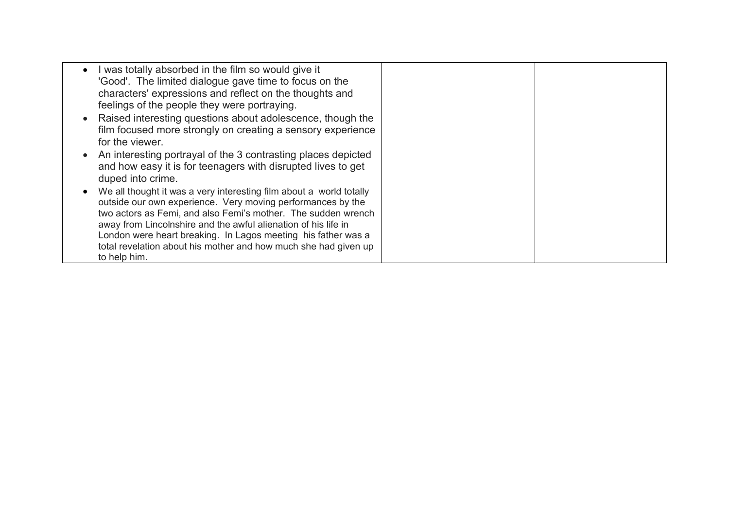| | | |
|---|---|---|
| <ul><li>I was totally absorbed in the film so would give it 'Good'. The limited dialogue gave time to focus on the characters' expressions and reflect on the thoughts and feelings of the people they were portraying.</li><li>Raised interesting questions about adolescence, though the film focused more strongly on creating a sensory experience for the viewer.</li><li>An interesting portrayal of the 3 contrasting places depicted and how easy it is for teenagers with disrupted lives to get duped into crime.</li><li>We all thought it was a very interesting film about a world totally outside our own experience. Very moving performances by the two actors as Femi, and also Femi's mother. The sudden wrench away from Lincolnshire and the awful alienation of his life in London were heart breaking. In Lagos meeting his father was a total revelation about his mother and how much she had given up to help him.</li></ul> | | |